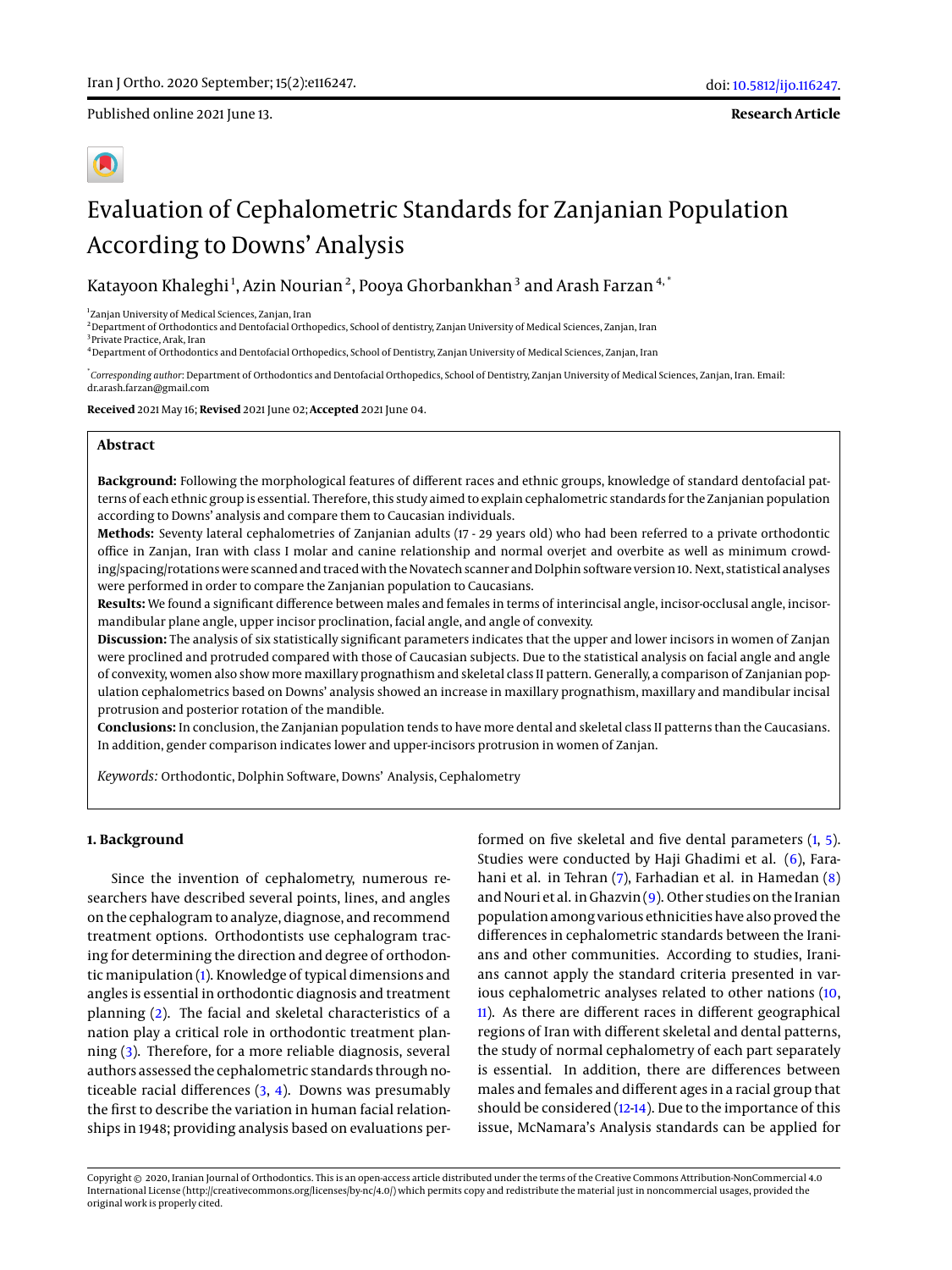Published online 2021 June 13.

**Research Article**

# Evaluation of Cephalometric Standards for Zanjanian Population According to Downs' Analysis

Katayoon Khaleghi [1], Azin Nourian [2], Pooya Ghorbankhan [3] and Arash Farzan [4,*]

[1] Zanjan University of Medical Sciences, Zanjan, Iran
[2] Department of Orthodontics and Dentofacial Orthopedics, School of dentistry, Zanjan University of Medical Sciences, Zanjan, Iran
[3] Private Practice, Arak, Iran
[4] Department of Orthodontics and Dentofacial Orthopedics, School of Dentistry, Zanjan University of Medical Sciences, Zanjan, Iran

[*] *Corresponding author*: Department of Orthodontics and Dentofacial Orthopedics, School of Dentistry, Zanjan University of Medical Sciences, Zanjan, Iran. Email: dr.arash.farzan@gmail.com

**Received** 2021 May 16; **Revised** 2021 June 02; **Accepted** 2021 June 04.

## Abstract

**Background:** Following the morphological features of different races and ethnic groups, knowledge of standard dentofacial patterns of each ethnic group is essential. Therefore, this study aimed to explain cephalometric standards for the Zanjanian population according to Downs' analysis and compare them to Caucasian individuals.

**Methods:** Seventy lateral cephalometries of Zanjanian adults (17 - 29 years old) who had been referred to a private orthodontic office in Zanjan, Iran with class I molar and canine relationship and normal overjet and overbite as well as minimum crowding/spacing/rotations were scanned and traced with the Novatech scanner and Dolphin software version 10. Next, statistical analyses were performed in order to compare the Zanjanian population to Caucasians.

**Results:** We found a significant difference between males and females in terms of interincisal angle, incisor-occlusal angle, incisor-mandibular plane angle, upper incisor proclination, facial angle, and angle of convexity.

**Discussion:** The analysis of six statistically significant parameters indicates that the upper and lower incisors in women of Zanjan were proclined and protruded compared with those of Caucasian subjects. Due to the statistical analysis on facial angle and angle of convexity, women also show more maxillary prognathism and skeletal class II pattern. Generally, a comparison of Zanjanian population cephalometrics based on Downs' analysis showed an increase in maxillary prognathism, maxillary and mandibular incisal protrusion and posterior rotation of the mandible.

**Conclusions:** In conclusion, the Zanjanian population tends to have more dental and skeletal class II patterns than the Caucasians. In addition, gender comparison indicates lower and upper-incisors protrusion in women of Zanjan.

*Keywords:* Orthodontic, Dolphin Software, Downs' Analysis, Cephalometry

## 1. Background

Since the invention of cephalometry, numerous researchers have described several points, lines, and angles on the cephalogram to analyze, diagnose, and recommend treatment options. Orthodontists use cephalogram tracing for determining the direction and degree of orthodontic manipulation (1). Knowledge of typical dimensions and angles is essential in orthodontic diagnosis and treatment planning (2). The facial and skeletal characteristics of a nation play a critical role in orthodontic treatment planning (3). Therefore, for a more reliable diagnosis, several authors assessed the cephalometric standards through noticeable racial differences (3, 4). Downs was presumably the first to describe the variation in human facial relationships in 1948; providing analysis based on evaluations performed on five skeletal and five dental parameters (1, 5). Studies were conducted by Haji Ghadimi et al. (6), Farahani et al. in Tehran (7), Farhadian et al. in Hamedan (8) and Nouri et al. in Ghazvin (9). Other studies on the Iranian population among various ethnicities have also proved the differences in cephalometric standards between the Iranians and other communities. According to studies, Iranians cannot apply the standard criteria presented in various cephalometric analyses related to other nations (10, 11). As there are different races in different geographical regions of Iran with different skeletal and dental patterns, the study of normal cephalometry of each part separately is essential. In addition, there are differences between males and females and different ages in a racial group that should be considered (12-14). Due to the importance of this issue, McNamara's Analysis standards can be applied for

Copyright © 2020, Iranian Journal of Orthodontics. This is an open-access article distributed under the terms of the Creative Commons Attribution-NonCommercial 4.0 International License (http://creativecommons.org/licenses/by-nc/4.0/) which permits copy and redistribute the material just in noncommercial usages, provided the original work is properly cited.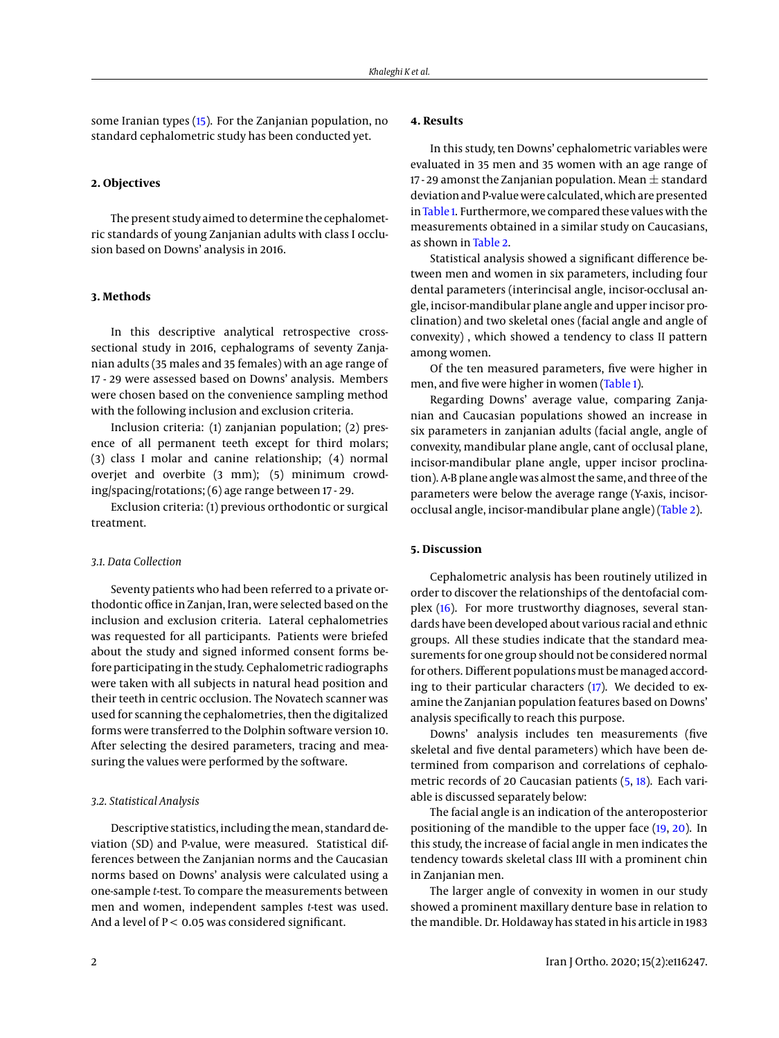some Iranian types (15). For the Zanjanian population, no standard cephalometric study has been conducted yet.

## 2. Objectives

The present study aimed to determine the cephalometric standards of young Zanjanian adults with class I occlusion based on Downs' analysis in 2016.

## 3. Methods

In this descriptive analytical retrospective cross-sectional study in 2016, cephalograms of seventy Zanjanian adults (35 males and 35 females) with an age range of 17 - 29 were assessed based on Downs' analysis. Members were chosen based on the convenience sampling method with the following inclusion and exclusion criteria.

Inclusion criteria: (1) zanjanian population; (2) presence of all permanent teeth except for third molars; (3) class I molar and canine relationship; (4) normal overjet and overbite (3 mm); (5) minimum crowding/spacing/rotations; (6) age range between 17 - 29.

Exclusion criteria: (1) previous orthodontic or surgical treatment.

### 3.1. Data Collection

Seventy patients who had been referred to a private orthodontic office in Zanjan, Iran, were selected based on the inclusion and exclusion criteria. Lateral cephalometries was requested for all participants. Patients were briefed about the study and signed informed consent forms before participating in the study. Cephalometric radiographs were taken with all subjects in natural head position and their teeth in centric occlusion. The Novatech scanner was used for scanning the cephalometries, then the digitalized forms were transferred to the Dolphin software version 10. After selecting the desired parameters, tracing and measuring the values were performed by the software.

### 3.2. Statistical Analysis

Descriptive statistics, including the mean, standard deviation (SD) and P-value, were measured. Statistical differences between the Zanjanian norms and the Caucasian norms based on Downs' analysis were calculated using a one-sample *t*-test. To compare the measurements between men and women, independent samples *t*-test was used. And a level of $P < 0.05$ was considered significant.

## 4. Results

In this study, ten Downs' cephalometric variables were evaluated in 35 men and 35 women with an age range of 17 - 29 amonst the Zanjanian population. Mean $\pm$ standard deviation and P-value were calculated, which are presented in Table 1. Furthermore, we compared these values with the measurements obtained in a similar study on Caucasians, as shown in Table 2.

Statistical analysis showed a significant difference between men and women in six parameters, including four dental parameters (interincisal angle, incisor-occlusal angle, incisor-mandibular plane angle and upper incisor proclination) and two skeletal ones (facial angle and angle of convexity) , which showed a tendency to class II pattern among women.

Of the ten measured parameters, five were higher in men, and five were higher in women (Table 1).

Regarding Downs' average value, comparing Zanjanian and Caucasian populations showed an increase in six parameters in zanjanian adults (facial angle, angle of convexity, mandibular plane angle, cant of occlusal plane, incisor-mandibular plane angle, upper incisor proclination). A-B plane angle was almost the same, and three of the parameters were below the average range (Y-axis, incisor-occlusal angle, incisor-mandibular plane angle) (Table 2).

## 5. Discussion

Cephalometric analysis has been routinely utilized in order to discover the relationships of the dentofacial complex (16). For more trustworthy diagnoses, several standards have been developed about various racial and ethnic groups. All these studies indicate that the standard measurements for one group should not be considered normal for others. Different populations must be managed according to their particular characters (17). We decided to examine the Zanjanian population features based on Downs' analysis specifically to reach this purpose.

Downs' analysis includes ten measurements (five skeletal and five dental parameters) which have been determined from comparison and correlations of cephalometric records of 20 Caucasian patients (5, 18). Each variable is discussed separately below:

The facial angle is an indication of the anteroposterior positioning of the mandible to the upper face (19, 20). In this study, the increase of facial angle in men indicates the tendency towards skeletal class III with a prominent chin in Zanjanian men.

The larger angle of convexity in women in our study showed a prominent maxillary denture base in relation to the mandible. Dr. Holdaway has stated in his article in 1983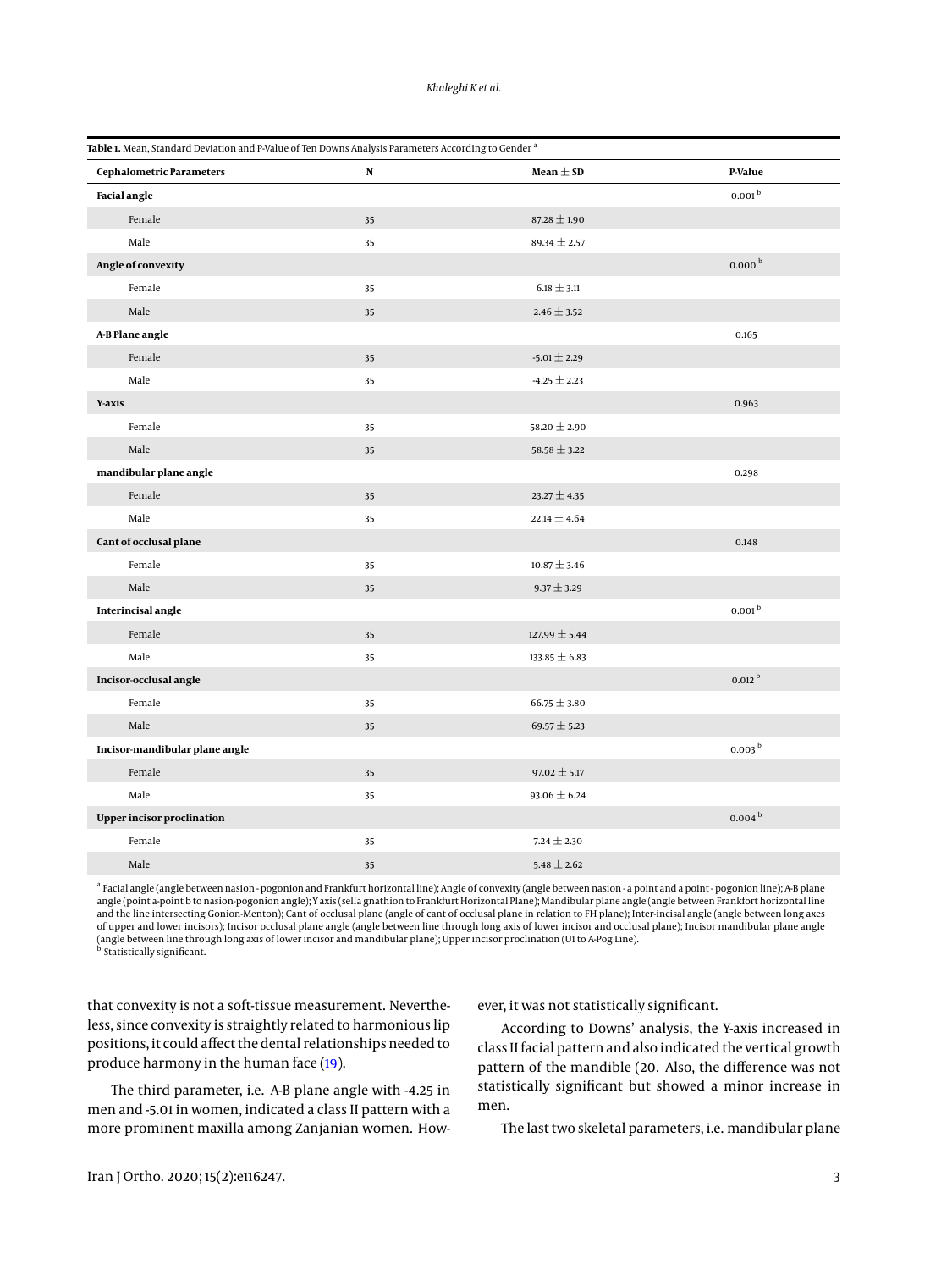**Table 1.** Mean, Standard Deviation and P-Value of Ten Downs Analysis Parameters According to Gender [a]

| Cephalometric Parameters | N | Mean ± SD | P-Value |
|---|---|---|---|
| **Facial angle** | | | 0.001 [b] |
| Female | 35 | 87.28 ± 1.90 | |
| Male | 35 | 89.34 ± 2.57 | |
| **Angle of convexity** | | | 0.000 [b] |
| Female | 35 | 6.18 ± 3.11 | |
| Male | 35 | 2.46 ± 3.52 | |
| **A-B Plane angle** | | | 0.165 |
| Female | 35 | -5.01 ± 2.29 | |
| Male | 35 | -4.25 ± 2.23 | |
| **Y-axis** | | | 0.963 |
| Female | 35 | 58.20 ± 2.90 | |
| Male | 35 | 58.58 ± 3.22 | |
| **mandibular plane angle** | | | 0.298 |
| Female | 35 | 23.27 ± 4.35 | |
| Male | 35 | 22.14 ± 4.64 | |
| **Cant of occlusal plane** | | | 0.148 |
| Female | 35 | 10.87 ± 3.46 | |
| Male | 35 | 9.37 ± 3.29 | |
| **Interincisal angle** | | | 0.001 [b] |
| Female | 35 | 127.99 ± 5.44 | |
| Male | 35 | 133.85 ± 6.83 | |
| **Incisor-occlusal angle** | | | 0.012 [b] |
| Female | 35 | 66.75 ± 3.80 | |
| Male | 35 | 69.57 ± 5.23 | |
| **Incisor-mandibular plane angle** | | | 0.003 [b] |
| Female | 35 | 97.02 ± 5.17 | |
| Male | 35 | 93.06 ± 6.24 | |
| **Upper incisor proclination** | | | 0.004 [b] |
| Female | 35 | 7.24 ± 2.30 | |
| Male | 35 | 5.48 ± 2.62 | |

[a] Facial angle (angle between nasion - pogonion and Frankfurt horizontal line); Angle of convexity (angle between nasion - a point and a point - pogonion line); A-B plane angle (point a-point b to nasion-pogonion angle); Y axis (sella gnathion to Frankfurt Horizontal Plane); Mandibular plane angle (angle between Frankfort horizontal line and the line intersecting Gonion-Menton); Cant of occlusal plane (angle of cant of occlusal plane in relation to FH plane); Inter-incisal angle (angle between long axes of upper and lower incisors); Incisor occlusal plane angle (angle between line through long axis of lower incisor and occlusal plane); Incisor mandibular plane angle (angle between line through long axis of lower incisor and mandibular plane); Upper incisor proclination (U1 to A-Pog Line).

[b] Statistically significant.

that convexity is not a soft-tissue measurement. Nevertheless, since convexity is straightly related to harmonious lip positions, it could affect the dental relationships needed to produce harmony in the human face (19).

The third parameter, i.e. A-B plane angle with -4.25 in men and -5.01 in women, indicated a class II pattern with a more prominent maxilla among Zanjanian women. However, it was not statistically significant.

According to Downs' analysis, the Y-axis increased in class II facial pattern and also indicated the vertical growth pattern of the mandible (20. Also, the difference was not statistically significant but showed a minor increase in men.

The last two skeletal parameters, i.e. mandibular plane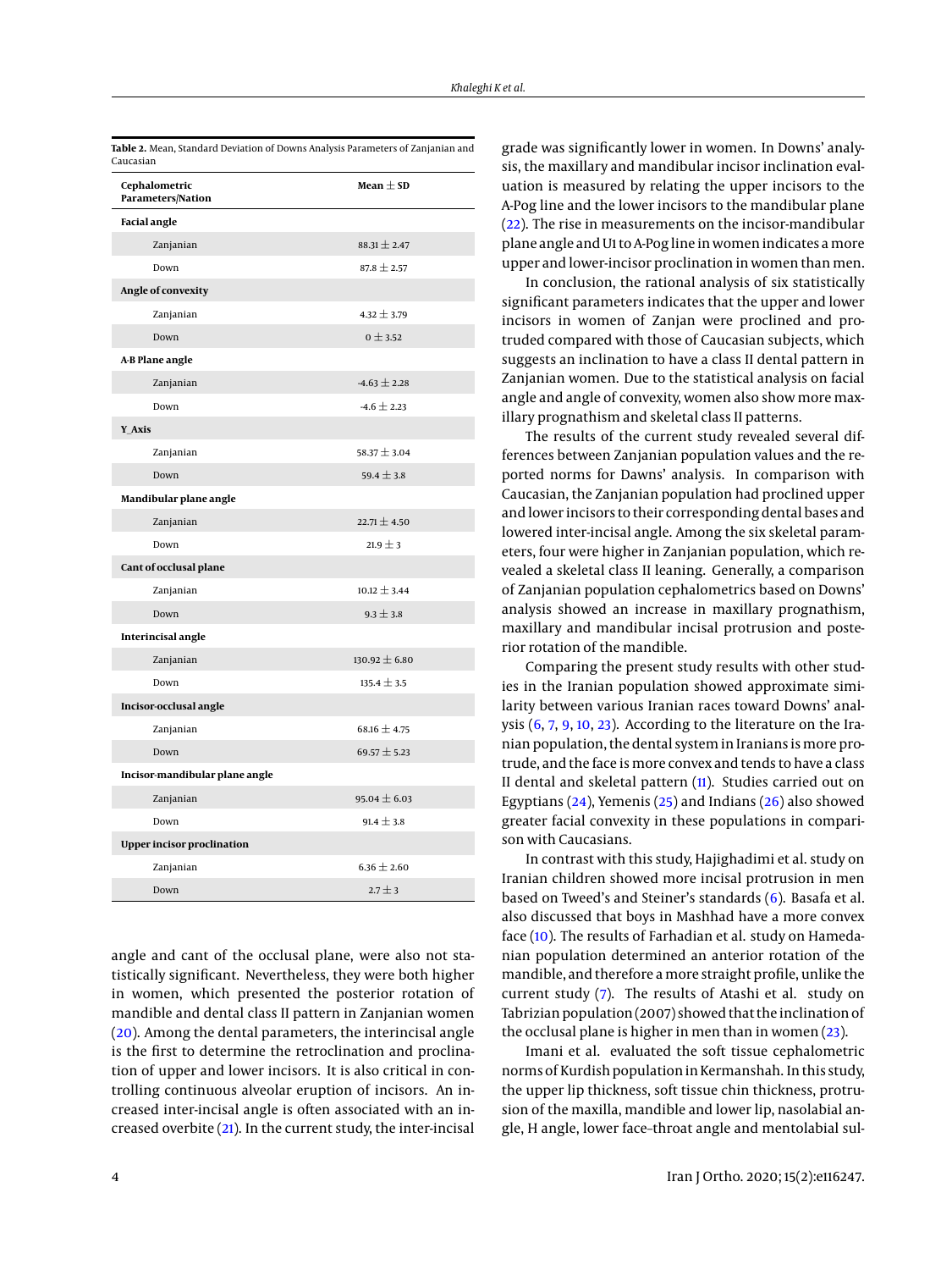**Table 2.** Mean, Standard Deviation of Downs Analysis Parameters of Zanjanian and Caucasian

| Cephalometric Parameters/Nation | Mean ± SD |
|---|---|
| **Facial angle** | |
| Zanjanian | 88.31 ± 2.47 |
| Down | 87.8 ± 2.57 |
| **Angle of convexity** | |
| Zanjanian | 4.32 ± 3.79 |
| Down | 0 ± 3.52 |
| **A-B Plane angle** | |
| Zanjanian | -4.63 ± 2.28 |
| Down | -4.6 ± 2.23 |
| **Y_Axis** | |
| Zanjanian | 58.37 ± 3.04 |
| Down | 59.4 ± 3.8 |
| **Mandibular plane angle** | |
| Zanjanian | 22.71 ± 4.50 |
| Down | 21.9 ± 3 |
| **Cant of occlusal plane** | |
| Zanjanian | 10.12 ± 3.44 |
| Down | 9.3 ± 3.8 |
| **Interincisal angle** | |
| Zanjanian | 130.92 ± 6.80 |
| Down | 135.4 ± 3.5 |
| **Incisor-occlusal angle** | |
| Zanjanian | 68.16 ± 4.75 |
| Down | 69.57 ± 5.23 |
| **Incisor-mandibular plane angle** | |
| Zanjanian | 95.04 ± 6.03 |
| Down | 91.4 ± 3.8 |
| **Upper incisor proclination** | |
| Zanjanian | 6.36 ± 2.60 |
| Down | 2.7 ± 3 |

angle and cant of the occlusal plane, were also not statistically significant. Nevertheless, they were both higher in women, which presented the posterior rotation of mandible and dental class II pattern in Zanjanian women (20). Among the dental parameters, the interincisal angle is the first to determine the retroclination and proclination of upper and lower incisors. It is also critical in controlling continuous alveolar eruption of incisors. An increased inter-incisal angle is often associated with an increased overbite (21). In the current study, the inter-incisal grade was significantly lower in women. In Downs' analysis, the maxillary and mandibular incisor inclination evaluation is measured by relating the upper incisors to the A-Pog line and the lower incisors to the mandibular plane (22). The rise in measurements on the incisor-mandibular plane angle and U1 to A-Pog line in women indicates a more upper and lower-incisor proclination in women than men.

In conclusion, the rational analysis of six statistically significant parameters indicates that the upper and lower incisors in women of Zanjan were proclined and protruded compared with those of Caucasian subjects, which suggests an inclination to have a class II dental pattern in Zanjanian women. Due to the statistical analysis on facial angle and angle of convexity, women also show more maxillary prognathism and skeletal class II patterns.

The results of the current study revealed several differences between Zanjanian population values and the reported norms for Dawns' analysis. In comparison with Caucasian, the Zanjanian population had proclined upper and lower incisors to their corresponding dental bases and lowered inter-incisal angle. Among the six skeletal parameters, four were higher in Zanjanian population, which revealed a skeletal class II leaning. Generally, a comparison of Zanjanian population cephalometrics based on Downs' analysis showed an increase in maxillary prognathism, maxillary and mandibular incisal protrusion and posterior rotation of the mandible.

Comparing the present study results with other studies in the Iranian population showed approximate similarity between various Iranian races toward Downs' analysis (6, 7, 9, 10, 23). According to the literature on the Iranian population, the dental system in Iranians is more protrude, and the face is more convex and tends to have a class II dental and skeletal pattern (11). Studies carried out on Egyptians (24), Yemenis (25) and Indians (26) also showed greater facial convexity in these populations in comparison with Caucasians.

In contrast with this study, Hajighadimi et al. study on Iranian children showed more incisal protrusion in men based on Tweed's and Steiner's standards (6). Basafa et al. also discussed that boys in Mashhad have a more convex face (10). The results of Farhadian et al. study on Hamedanian population determined an anterior rotation of the mandible, and therefore a more straight profile, unlike the current study (7). The results of Atashi et al. study on Tabrizian population (2007) showed that the inclination of the occlusal plane is higher in men than in women (23).

Imani et al. evaluated the soft tissue cephalometric norms of Kurdish population in Kermanshah. In this study, the upper lip thickness, soft tissue chin thickness, protrusion of the maxilla, mandible and lower lip, nasolabial angle, H angle, lower face–throat angle and mentolabial sul-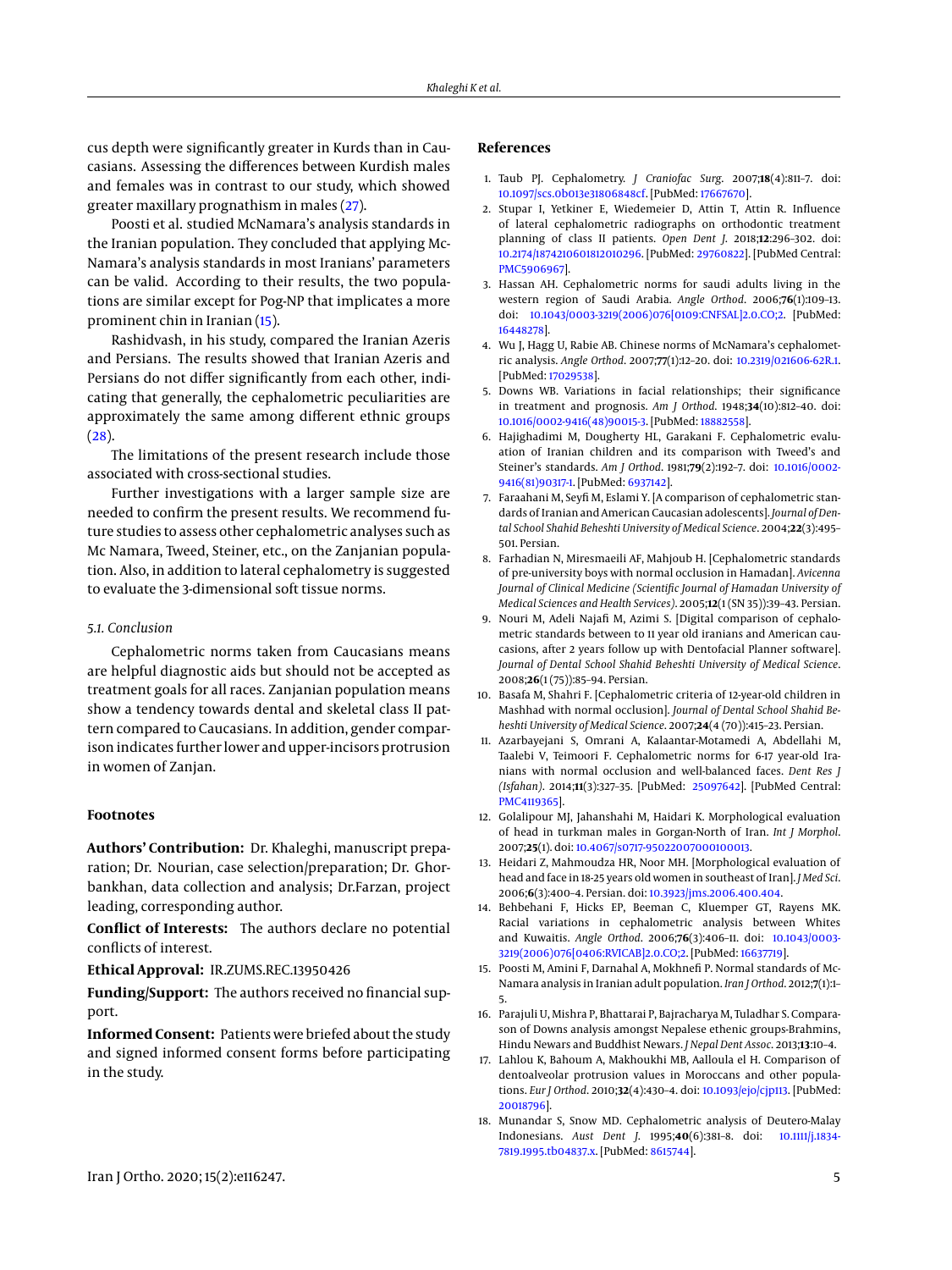cus depth were significantly greater in Kurds than in Caucasians. Assessing the differences between Kurdish males and females was in contrast to our study, which showed greater maxillary prognathism in males (27).

Poosti et al. studied McNamara's analysis standards in the Iranian population. They concluded that applying McNamara's analysis standards in most Iranians' parameters can be valid. According to their results, the two populations are similar except for Pog-NP that implicates a more prominent chin in Iranian (15).

Rashidvash, in his study, compared the Iranian Azeris and Persians. The results showed that Iranian Azeris and Persians do not differ significantly from each other, indicating that generally, the cephalometric peculiarities are approximately the same among different ethnic groups (28).

The limitations of the present research include those associated with cross-sectional studies.

Further investigations with a larger sample size are needed to confirm the present results. We recommend future studies to assess other cephalometric analyses such as Mc Namara, Tweed, Steiner, etc., on the Zanjanian population. Also, in addition to lateral cephalometry is suggested to evaluate the 3-dimensional soft tissue norms.

### 5.1. Conclusion

Cephalometric norms taken from Caucasians means are helpful diagnostic aids but should not be accepted as treatment goals for all races. Zanjanian population means show a tendency towards dental and skeletal class II pattern compared to Caucasians. In addition, gender comparison indicates further lower and upper-incisors protrusion in women of Zanjan.

## Footnotes

**Authors' Contribution:** Dr. Khaleghi, manuscript preparation; Dr. Nourian, case selection/preparation; Dr. Ghorbankhan, data collection and analysis; Dr.Farzan, project leading, corresponding author.

**Conflict of Interests:** The authors declare no potential conflicts of interest.

**Ethical Approval:** IR.ZUMS.REC.13950426

**Funding/Support:** The authors received no financial support.

**Informed Consent:** Patients were briefed about the study and signed informed consent forms before participating in the study.

## References

1. Taub PJ. Cephalometry. *J Craniofac Surg*. 2007;**18**(4):811–7. doi: 10.1097/scs.0b013e31806848cf. [PubMed: 17667670].
2. Stupar I, Yetkiner E, Wiedemeier D, Attin T, Attin R. Influence of lateral cephalometric radiographs on orthodontic treatment planning of class II patients. *Open Dent J*. 2018;**12**:296–302. doi: 10.2174/1874210601812010296. [PubMed: 29760822]. [PubMed Central: PMC5906967].
3. Hassan AH. Cephalometric norms for saudi adults living in the western region of Saudi Arabia. *Angle Orthod*. 2006;**76**(1):109–13. doi: 10.1043/0003-3219(2006)076[0109:CNFSAL]2.0.CO;2. [PubMed: 16448278].
4. Wu J, Hagg U, Rabie AB. Chinese norms of McNamara's cephalometric analysis. *Angle Orthod*. 2007;**77**(1):12–20. doi: 10.2319/021606-62R.1. [PubMed: 17029538].
5. Downs WB. Variations in facial relationships; their significance in treatment and prognosis. *Am J Orthod*. 1948;**34**(10):812–40. doi: 10.1016/0002-9416(48)90015-3. [PubMed: 18882558].
6. Hajighadimi M, Dougherty HL, Garakani F. Cephalometric evaluation of Iranian children and its comparison with Tweed's and Steiner's standards. *Am J Orthod*. 1981;**79**(2):192–7. doi: 10.1016/0002-9416(81)90317-1. [PubMed: 6937142].
7. Faraahani M, Seyfi M, Eslami Y. [A comparison of cephalometric standards of Iranian and American Caucasian adolescents]. *Journal of Dental School Shahid Beheshti University of Medical Science*. 2004;**22**(3):495–501. Persian.
8. Farhadian N, Miresmaeili AF, Mahjoub H. [Cephalometric standards of pre-university boys with normal occlusion in Hamadan]. *Avicenna Journal of Clinical Medicine (Scientific Journal of Hamadan University of Medical Sciences and Health Services)*. 2005;**12**(1 (SN 35)):39–43. Persian.
9. Nouri M, Adeli Najafi M, Azimi S. [Digital comparison of cephalometric standards between to 11 year old iranians and American caucasions, after 2 years follow up with Dentofacial Planner software]. *Journal of Dental School Shahid Beheshti University of Medical Science*. 2008;**26**(1 (75)):85–94. Persian.
10. Basafa M, Shahri F. [Cephalometric criteria of 12-year-old children in Mashhad with normal occlusion]. *Journal of Dental School Shahid Beheshti University of Medical Science*. 2007;**24**(4 (70)):415–23. Persian.
11. Azarbayejani S, Omrani A, Kalaantar-Motamedi A, Abdellahi M, Taalebi V, Teimoori F. Cephalometric norms for 6-17 year-old Iranians with normal occlusion and well-balanced faces. *Dent Res J (Isfahan)*. 2014;**11**(3):327–35. [PubMed: 25097642]. [PubMed Central: PMC4119365].
12. Golalipour MJ, Jahanshahi M, Haidari K. Morphological evaluation of head in turkman males in Gorgan-North of Iran. *Int J Morphol*. 2007;**25**(1). doi: 10.4067/s0717-95022007000100013.
13. Heidari Z, Mahmoudza HR, Noor MH. [Morphological evaluation of head and face in 18-25 years old women in southeast of Iran]. *J Med Sci*. 2006;**6**(3):400–4. Persian. doi: 10.3923/jms.2006.400.404.
14. Behbehani F, Hicks EP, Beeman C, Kluemper GT, Rayens MK. Racial variations in cephalometric analysis between Whites and Kuwaitis. *Angle Orthod*. 2006;**76**(3):406–11. doi: 10.1043/0003-3219(2006)076[0406:RVICAB]2.0.CO;2. [PubMed: 16637719].
15. Poosti M, Amini F, Darnahal A, Mokhnefi P. Normal standards of McNamara analysis in Iranian adult population. *Iran J Orthod*. 2012;**7**(1):1–5.
16. Parajuli U, Mishra P, Bhattarai P, Bajracharya M, Tuladhar S. Comparason of Downs analysis amongst Nepalese ethenic groups-Brahmins, Hindu Newars and Buddhist Newars. *J Nepal Dent Assoc*. 2013;**13**:10–4.
17. Lahlou K, Bahoum A, Makhoukhi MB, Aalloula el H. Comparison of dentoalveolar protrusion values in Moroccans and other populations. *Eur J Orthod*. 2010;**32**(4):430–4. doi: 10.1093/ejo/cjp113. [PubMed: 20018796].
18. Munandar S, Snow MD. Cephalometric analysis of Deutero-Malay Indonesians. *Aust Dent J*. 1995;**40**(6):381–8. doi: 10.1111/j.1834-7819.1995.tb04837.x. [PubMed: 8615744].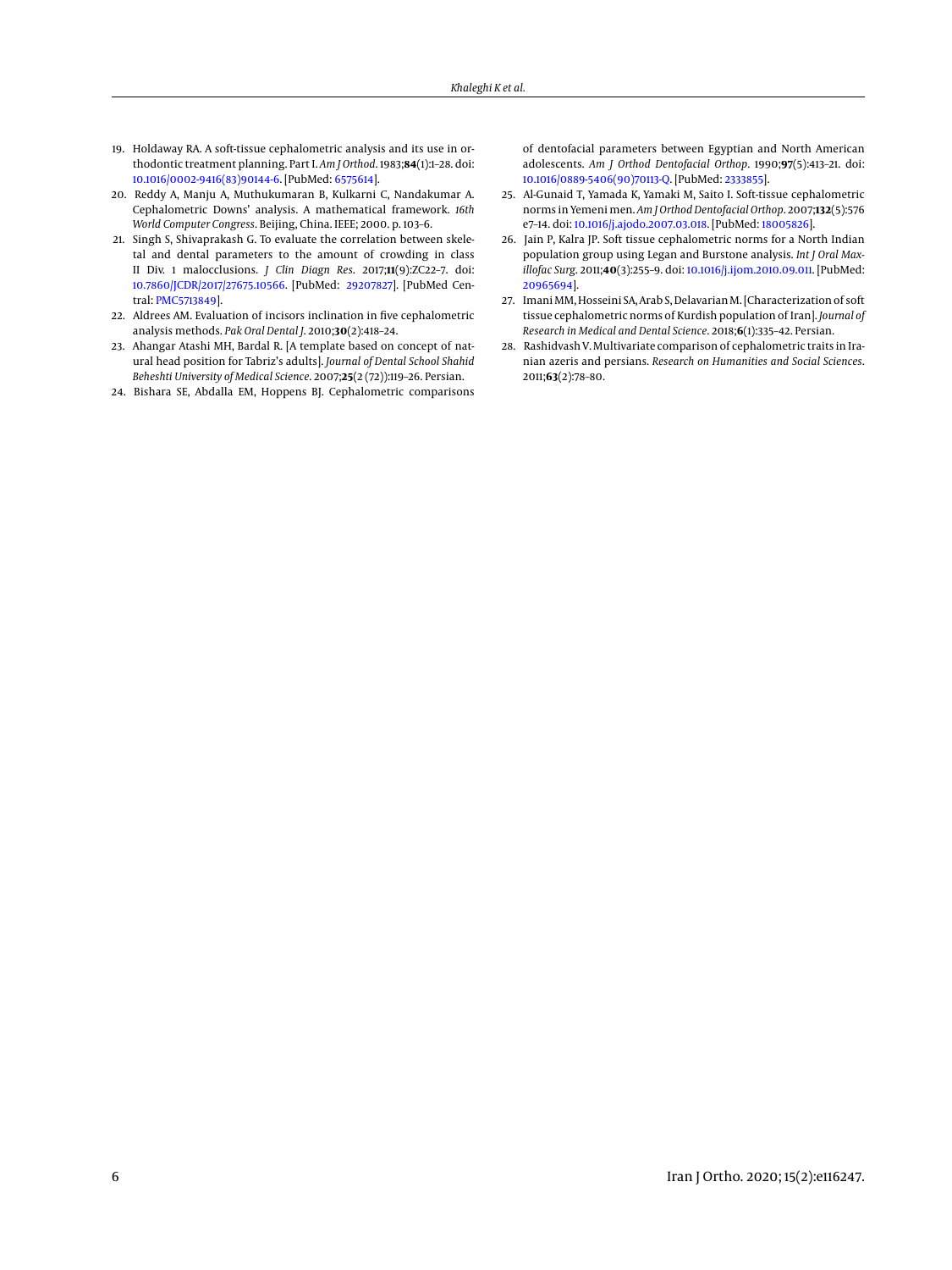19. Holdaway RA. A soft-tissue cephalometric analysis and its use in orthodontic treatment planning. Part I. *Am J Orthod*. 1983;**84**(1):1–28. doi: 10.1016/0002-9416(83)90144-6. [PubMed: 6575614].
20. Reddy A, Manju A, Muthukumaran B, Kulkarni C, Nandakumar A. Cephalometric Downs' analysis. A mathematical framework. *16th World Computer Congress*. Beijing, China. IEEE; 2000. p. 103–6.
21. Singh S, Shivaprakash G. To evaluate the correlation between skeletal and dental parameters to the amount of crowding in class II Div. 1 malocclusions. *J Clin Diagn Res*. 2017;**11**(9):ZC22–7. doi: 10.7860/JCDR/2017/27675.10566. [PubMed: 29207827]. [PubMed Central: PMC5713849].
22. Aldrees AM. Evaluation of incisors inclination in five cephalometric analysis methods. *Pak Oral Dental J*. 2010;**30**(2):418–24.
23. Ahangar Atashi MH, Bardal R. [A template based on concept of natural head position for Tabriz's adults]. *Journal of Dental School Shahid Beheshti University of Medical Science*. 2007;**25**(2 (72)):119–26. Persian.
24. Bishara SE, Abdalla EM, Hoppens BJ. Cephalometric comparisons of dentofacial parameters between Egyptian and North American adolescents. *Am J Orthod Dentofacial Orthop*. 1990;**97**(5):413–21. doi: 10.1016/0889-5406(90)70113-Q. [PubMed: 2333855].
25. Al-Gunaid T, Yamada K, Yamaki M, Saito I. Soft-tissue cephalometric norms in Yemeni men. *Am J Orthod Dentofacial Orthop*. 2007;**132**(5):576 e7–14. doi: 10.1016/j.ajodo.2007.03.018. [PubMed: 18005826].
26. Jain P, Kalra JP. Soft tissue cephalometric norms for a North Indian population group using Legan and Burstone analysis. *Int J Oral Maxillofac Surg*. 2011;**40**(3):255–9. doi: 10.1016/j.ijom.2010.09.011. [PubMed: 20965694].
27. Imani MM, Hosseini SA, Arab S, Delavarian M. [Characterization of soft tissue cephalometric norms of Kurdish population of Iran]. *Journal of Research in Medical and Dental Science*. 2018;**6**(1):335–42. Persian.
28. Rashidvash V. Multivariate comparison of cephalometric traits in Iranian azeris and persians. *Research on Humanities and Social Sciences*. 2011;**63**(2):78–80.